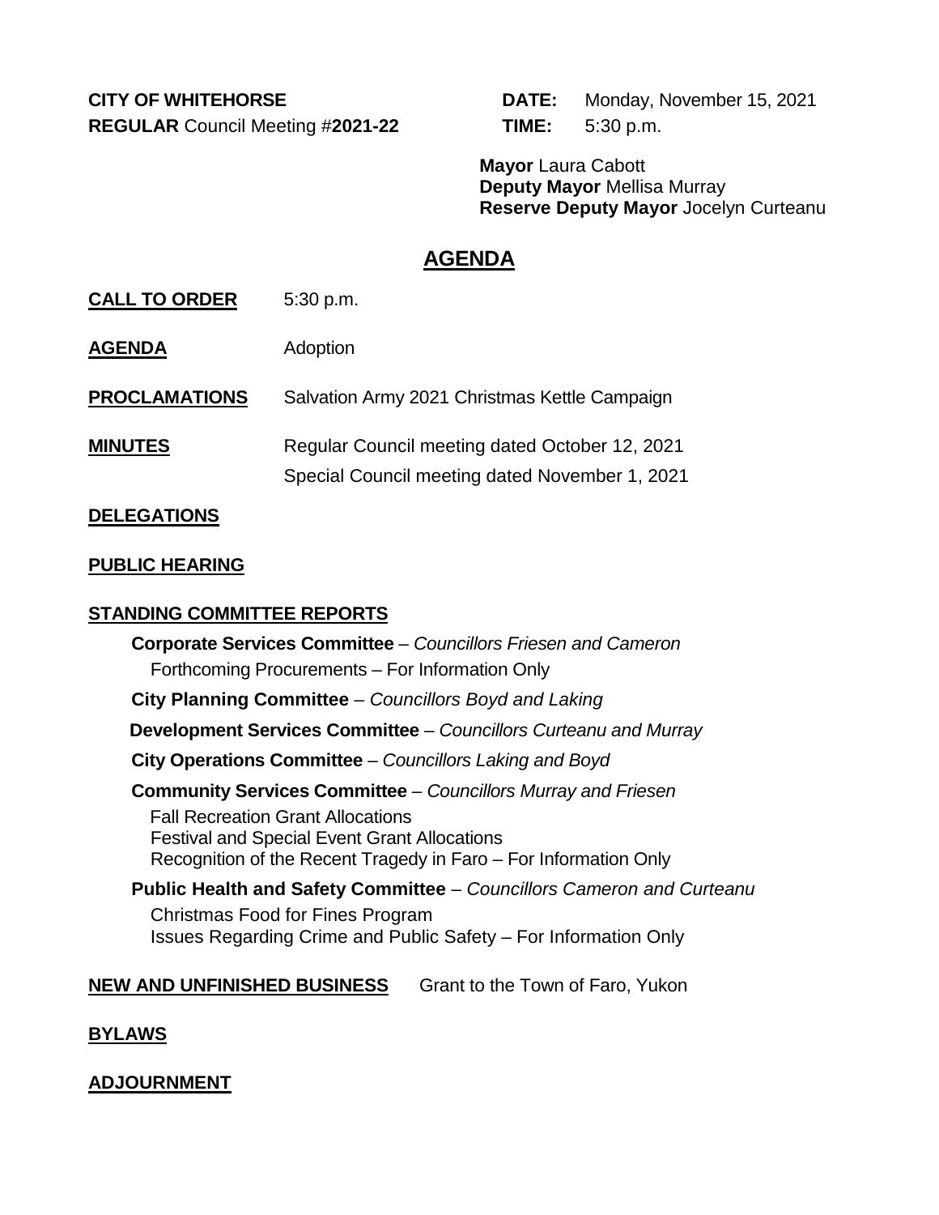**CITY OF WHITEHORSE**
**REGULAR** Council Meeting #**2021-22**

**DATE:** Monday, November 15, 2021
**TIME:** 5:30 p.m.

**Mayor** Laura Cabott
**Deputy Mayor** Mellisa Murray
**Reserve Deputy Mayor** Jocelyn Curteanu

# AGENDA

**CALL TO ORDER** 5:30 p.m.

**AGENDA** Adoption

**PROCLAMATIONS** Salvation Army 2021 Christmas Kettle Campaign

**MINUTES** Regular Council meeting dated October 12, 2021
Special Council meeting dated November 1, 2021

**DELEGATIONS**

**PUBLIC HEARING**

**STANDING COMMITTEE REPORTS**

**Corporate Services Committee** – *Councillors Friesen and Cameron*
Forthcoming Procurements – For Information Only

**City Planning Committee** – *Councillors Boyd and Laking*

**Development Services Committee** – *Councillors Curteanu and Murray*

**City Operations Committee** – *Councillors Laking and Boyd*

**Community Services Committee** – *Councillors Murray and Friesen*
Fall Recreation Grant Allocations
Festival and Special Event Grant Allocations
Recognition of the Recent Tragedy in Faro – For Information Only

**Public Health and Safety Committee** – *Councillors Cameron and Curteanu*
Christmas Food for Fines Program
Issues Regarding Crime and Public Safety – For Information Only

**NEW AND UNFINISHED BUSINESS** Grant to the Town of Faro, Yukon

**BYLAWS**

**ADJOURNMENT**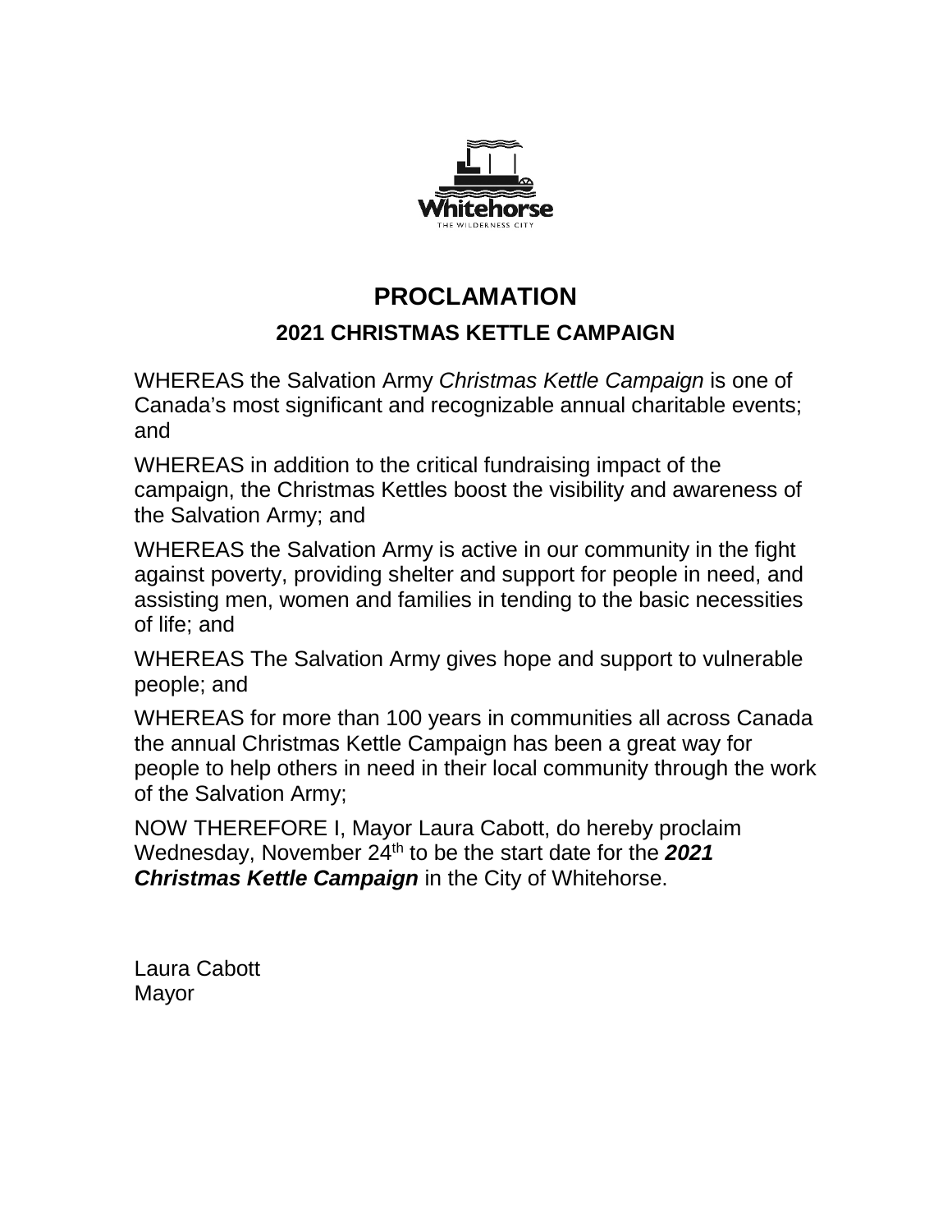Whitehorse

THE WILDERNESS CITY

# PROCLAMATION

## 2021 CHRISTMAS KETTLE CAMPAIGN

WHEREAS the Salvation Army *Christmas Kettle Campaign* is one of Canada's most significant and recognizable annual charitable events; and

WHEREAS in addition to the critical fundraising impact of the campaign, the Christmas Kettles boost the visibility and awareness of the Salvation Army; and

WHEREAS the Salvation Army is active in our community in the fight against poverty, providing shelter and support for people in need, and assisting men, women and families in tending to the basic necessities of life; and

WHEREAS The Salvation Army gives hope and support to vulnerable people; and

WHEREAS for more than 100 years in communities all across Canada the annual Christmas Kettle Campaign has been a great way for people to help others in need in their local community through the work of the Salvation Army;

NOW THEREFORE I, Mayor Laura Cabott, do hereby proclaim Wednesday, November 24th to be the start date for the ***2021 Christmas Kettle Campaign*** in the City of Whitehorse.

Laura Cabott
Mayor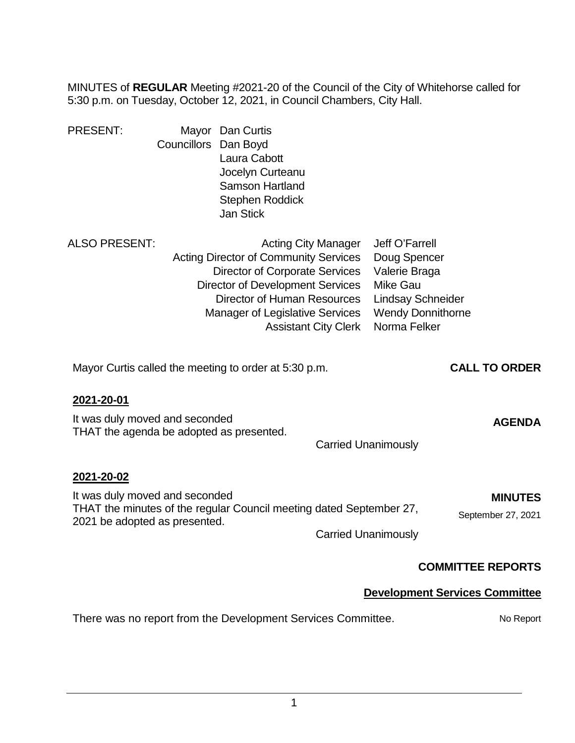MINUTES of **REGULAR** Meeting #2021-20 of the Council of the City of Whitehorse called for 5:30 p.m. on Tuesday, October 12, 2021, in Council Chambers, City Hall.

PRESENT:

Mayor Dan Curtis
Councillors Dan Boyd
Laura Cabott
Jocelyn Curteanu
Samson Hartland
Stephen Roddick
Jan Stick

ALSO PRESENT:

| | |
|---|---|
| Acting City Manager | Jeff O'Farrell |
| Acting Director of Community Services | Doug Spencer |
| Director of Corporate Services | Valerie Braga |
| Director of Development Services | Mike Gau |
| Director of Human Resources | Lindsay Schneider |
| Manager of Legislative Services | Wendy Donnithorne |
| Assistant City Clerk | Norma Felker |

**CALL TO ORDER**

Mayor Curtis called the meeting to order at 5:30 p.m.

**2021-20-01**

**AGENDA**

It was duly moved and seconded
THAT the agenda be adopted as presented.

Carried Unanimously

**2021-20-02**

**MINUTES**
September 27, 2021

It was duly moved and seconded
THAT the minutes of the regular Council meeting dated September 27, 2021 be adopted as presented.

Carried Unanimously

## COMMITTEE REPORTS

### Development Services Committee

No Report

There was no report from the Development Services Committee.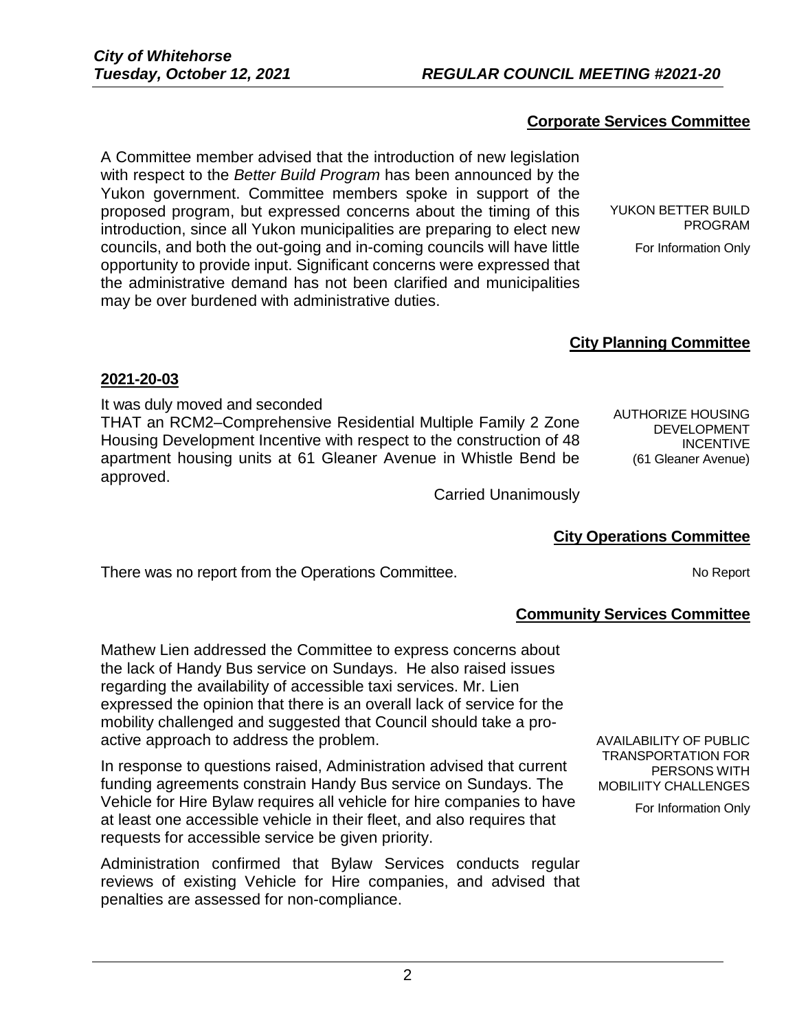## Corporate Services Committee

A Committee member advised that the introduction of new legislation with respect to the *Better Build Program* has been announced by the Yukon government. Committee members spoke in support of the proposed program, but expressed concerns about the timing of this introduction, since all Yukon municipalities are preparing to elect new councils, and both the out-going and in-coming councils will have little opportunity to provide input. Significant concerns were expressed that the administrative demand has not been clarified and municipalities may be over burdened with administrative duties.

YUKON BETTER BUILD PROGRAM

For Information Only

## City Planning Committee

**2021-20-03**

It was duly moved and seconded

THAT an RCM2–Comprehensive Residential Multiple Family 2 Zone Housing Development Incentive with respect to the construction of 48 apartment housing units at 61 Gleaner Avenue in Whistle Bend be approved.

Carried Unanimously

AUTHORIZE HOUSING DEVELOPMENT INCENTIVE (61 Gleaner Avenue)

## City Operations Committee

There was no report from the Operations Committee.

No Report

## Community Services Committee

Mathew Lien addressed the Committee to express concerns about the lack of Handy Bus service on Sundays. He also raised issues regarding the availability of accessible taxi services. Mr. Lien expressed the opinion that there is an overall lack of service for the mobility challenged and suggested that Council should take a pro-active approach to address the problem.

In response to questions raised, Administration advised that current funding agreements constrain Handy Bus service on Sundays. The Vehicle for Hire Bylaw requires all vehicle for hire companies to have at least one accessible vehicle in their fleet, and also requires that requests for accessible service be given priority.

Administration confirmed that Bylaw Services conducts regular reviews of existing Vehicle for Hire companies, and advised that penalties are assessed for non-compliance.

AVAILABILITY OF PUBLIC TRANSPORTATION FOR PERSONS WITH MOBILIITY CHALLENGES

For Information Only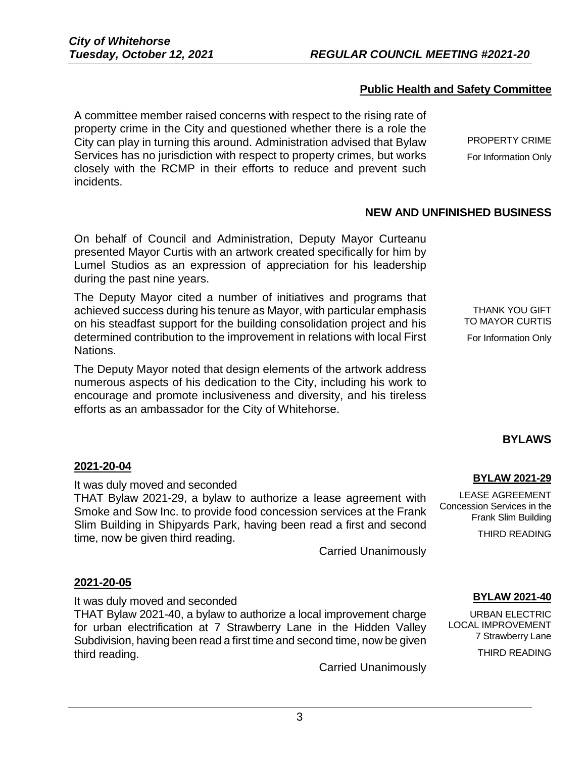### Public Health and Safety Committee

A committee member raised concerns with respect to the rising rate of property crime in the City and questioned whether there is a role the City can play in turning this around. Administration advised that Bylaw Services has no jurisdiction with respect to property crimes, but works closely with the RCMP in their efforts to reduce and prevent such incidents.

PROPERTY CRIME
For Information Only

## NEW AND UNFINISHED BUSINESS

On behalf of Council and Administration, Deputy Mayor Curteanu presented Mayor Curtis with an artwork created specifically for him by Lumel Studios as an expression of appreciation for his leadership during the past nine years.

The Deputy Mayor cited a number of initiatives and programs that achieved success during his tenure as Mayor, with particular emphasis on his steadfast support for the building consolidation project and his determined contribution to the improvement in relations with local First Nations.

THANK YOU GIFT TO MAYOR CURTIS
For Information Only

The Deputy Mayor noted that design elements of the artwork address numerous aspects of his dedication to the City, including his work to encourage and promote inclusiveness and diversity, and his tireless efforts as an ambassador for the City of Whitehorse.

## BYLAWS

### 2021-20-04

**BYLAW 2021-29**
LEASE AGREEMENT
Concession Services in the Frank Slim Building
THIRD READING

It was duly moved and seconded
THAT Bylaw 2021-29, a bylaw to authorize a lease agreement with Smoke and Sow Inc. to provide food concession services at the Frank Slim Building in Shipyards Park, having been read a first and second time, now be given third reading.

Carried Unanimously

### 2021-20-05

**BYLAW 2021-40**
URBAN ELECTRIC LOCAL IMPROVEMENT
7 Strawberry Lane
THIRD READING

It was duly moved and seconded
THAT Bylaw 2021-40, a bylaw to authorize a local improvement charge for urban electrification at 7 Strawberry Lane in the Hidden Valley Subdivision, having been read a first time and second time, now be given third reading.

Carried Unanimously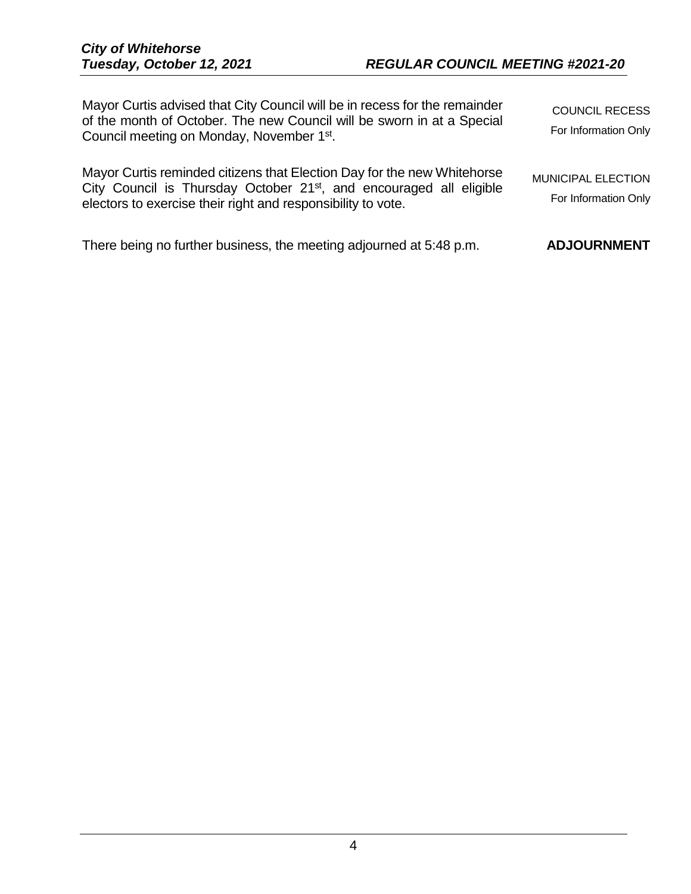Mayor Curtis advised that City Council will be in recess for the remainder of the month of October. The new Council will be sworn in at a Special Council meeting on Monday, November 1st.

COUNCIL RECESS
For Information Only

Mayor Curtis reminded citizens that Election Day for the new Whitehorse City Council is Thursday October 21st, and encouraged all eligible electors to exercise their right and responsibility to vote.

MUNICIPAL ELECTION
For Information Only

There being no further business, the meeting adjourned at 5:48 p.m.

**ADJOURNMENT**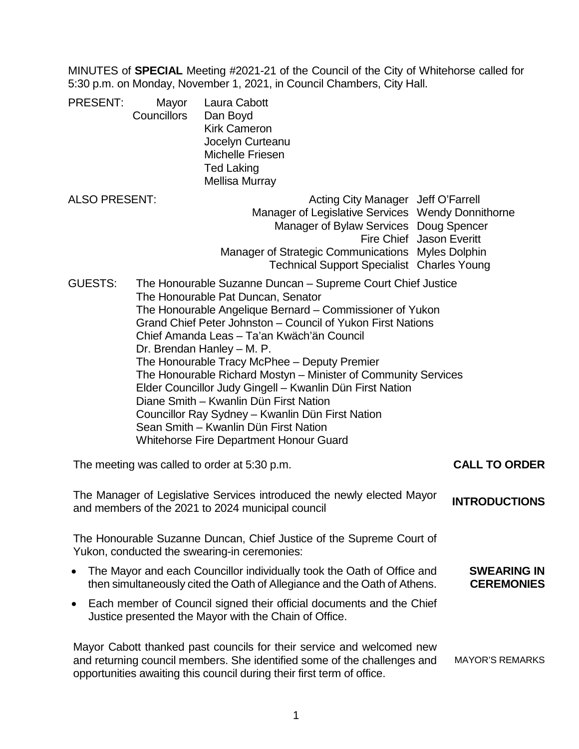MINUTES of **SPECIAL** Meeting #2021-21 of the Council of the City of Whitehorse called for 5:30 p.m. on Monday, November 1, 2021, in Council Chambers, City Hall.

PRESENT:
- Mayor Laura Cabott
- Councillors Dan Boyd, Kirk Cameron, Jocelyn Curteanu, Michelle Friesen, Ted Laking, Mellisa Murray

ALSO PRESENT:
- Acting City Manager Jeff O'Farrell
- Manager of Legislative Services Wendy Donnithorne
- Manager of Bylaw Services Doug Spencer
- Fire Chief Jason Everitt
- Manager of Strategic Communications Myles Dolphin
- Technical Support Specialist Charles Young

GUESTS:
- The Honourable Suzanne Duncan – Supreme Court Chief Justice
- The Honourable Pat Duncan, Senator
- The Honourable Angelique Bernard – Commissioner of Yukon
- Grand Chief Peter Johnston – Council of Yukon First Nations
- Chief Amanda Leas – Ta'an Kwäch'än Council
- Dr. Brendan Hanley – M. P.
- The Honourable Tracy McPhee – Deputy Premier
- The Honourable Richard Mostyn – Minister of Community Services
- Elder Councillor Judy Gingell – Kwanlin Dün First Nation
- Diane Smith – Kwanlin Dün First Nation
- Councillor Ray Sydney – Kwanlin Dün First Nation
- Sean Smith – Kwanlin Dün First Nation
- Whitehorse Fire Department Honour Guard

**CALL TO ORDER**

The meeting was called to order at 5:30 p.m.

**INTRODUCTIONS**

The Manager of Legislative Services introduced the newly elected Mayor and members of the 2021 to 2024 municipal council

**SWEARING IN CEREMONIES**

The Honourable Suzanne Duncan, Chief Justice of the Supreme Court of Yukon, conducted the swearing-in ceremonies:

- The Mayor and each Councillor individually took the Oath of Office and then simultaneously cited the Oath of Allegiance and the Oath of Athens.
- Each member of Council signed their official documents and the Chief Justice presented the Mayor with the Chain of Office.

MAYOR'S REMARKS

Mayor Cabott thanked past councils for their service and welcomed new and returning council members. She identified some of the challenges and opportunities awaiting this council during their first term of office.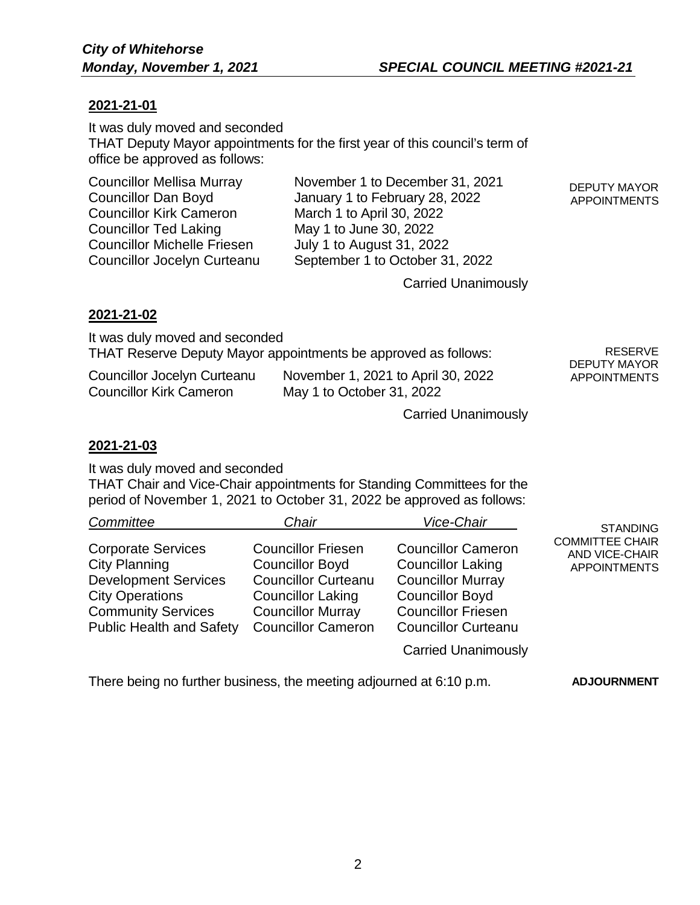**2021-21-01**

It was duly moved and seconded
THAT Deputy Mayor appointments for the first year of this council's term of office be approved as follows:

DEPUTY MAYOR APPOINTMENTS

| | |
|---|---|
| Councillor Mellisa Murray | November 1 to December 31, 2021 |
| Councillor Dan Boyd | January 1 to February 28, 2022 |
| Councillor Kirk Cameron | March 1 to April 30, 2022 |
| Councillor Ted Laking | May 1 to June 30, 2022 |
| Councillor Michelle Friesen | July 1 to August 31, 2022 |
| Councillor Jocelyn Curteanu | September 1 to October 31, 2022 |

Carried Unanimously

**2021-21-02**

It was duly moved and seconded
THAT Reserve Deputy Mayor appointments be approved as follows:

RESERVE DEPUTY MAYOR APPOINTMENTS

| | |
|---|---|
| Councillor Jocelyn Curteanu | November 1, 2021 to April 30, 2022 |
| Councillor Kirk Cameron | May 1 to October 31, 2022 |

Carried Unanimously

**2021-21-03**

It was duly moved and seconded
THAT Chair and Vice-Chair appointments for Standing Committees for the period of November 1, 2021 to October 31, 2022 be approved as follows:

STANDING COMMITTEE CHAIR AND VICE-CHAIR APPOINTMENTS

| *Committee* | *Chair* | *Vice-Chair* |
|---|---|---|
| Corporate Services | Councillor Friesen | Councillor Cameron |
| City Planning | Councillor Boyd | Councillor Laking |
| Development Services | Councillor Curteanu | Councillor Murray |
| City Operations | Councillor Laking | Councillor Boyd |
| Community Services | Councillor Murray | Councillor Friesen |
| Public Health and Safety | Councillor Cameron | Councillor Curteanu |

Carried Unanimously

There being no further business, the meeting adjourned at 6:10 p.m.

**ADJOURNMENT**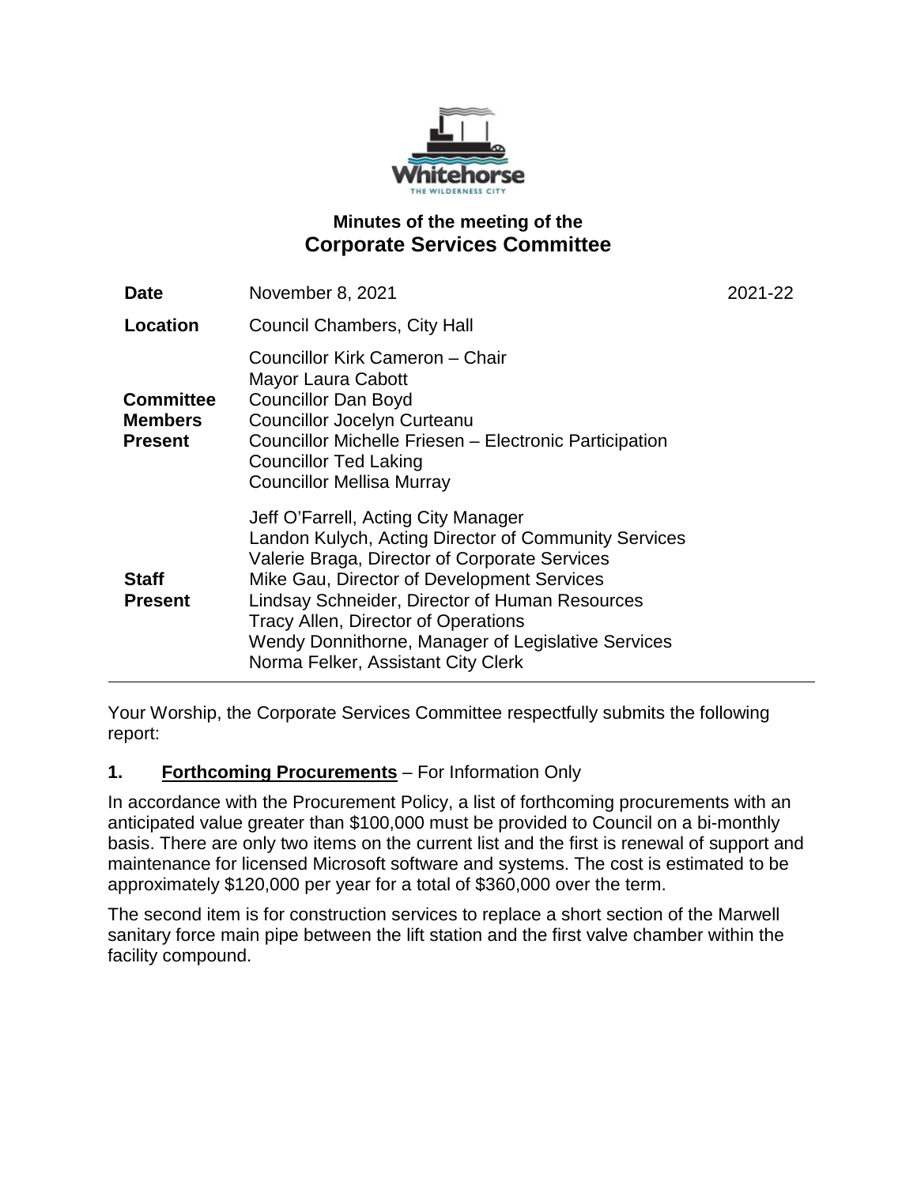# Minutes of the meeting of the
## Corporate Services Committee

| | | |
|---|---|---|
| **Date** | November 8, 2021 | 2021-22 |
| **Location** | Council Chambers, City Hall | |
| **Committee Members Present** | Councillor Kirk Cameron – Chair<br>Mayor Laura Cabott<br>Councillor Dan Boyd<br>Councillor Jocelyn Curteanu<br>Councillor Michelle Friesen – Electronic Participation<br>Councillor Ted Laking<br>Councillor Mellisa Murray | |
| **Staff Present** | Jeff O'Farrell, Acting City Manager<br>Landon Kulych, Acting Director of Community Services<br>Valerie Braga, Director of Corporate Services<br>Mike Gau, Director of Development Services<br>Lindsay Schneider, Director of Human Resources<br>Tracy Allen, Director of Operations<br>Wendy Donnithorne, Manager of Legislative Services<br>Norma Felker, Assistant City Clerk | |

Your Worship, the Corporate Services Committee respectfully submits the following report:

**1. Forthcoming Procurements** – For Information Only

In accordance with the Procurement Policy, a list of forthcoming procurements with an anticipated value greater than $100,000 must be provided to Council on a bi-monthly basis. There are only two items on the current list and the first is renewal of support and maintenance for licensed Microsoft software and systems. The cost is estimated to be approximately $120,000 per year for a total of $360,000 over the term.

The second item is for construction services to replace a short section of the Marwell sanitary force main pipe between the lift station and the first valve chamber within the facility compound.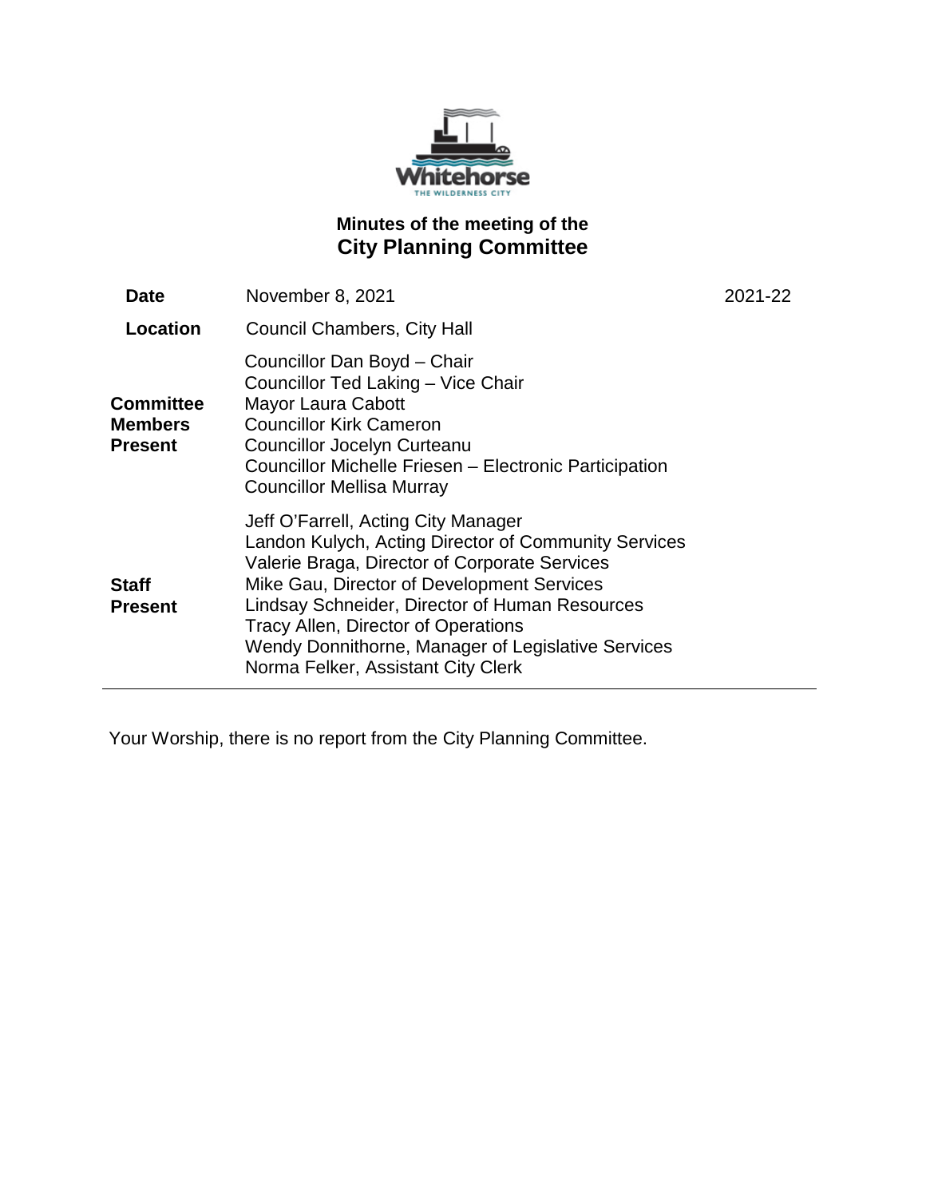# Minutes of the meeting of the
## City Planning Committee

| | | |
|---|---|---|
| **Date** | November 8, 2021 | 2021-22 |
| **Location** | Council Chambers, City Hall | |
| **Committee Members Present** | Councillor Dan Boyd – Chair<br>Councillor Ted Laking – Vice Chair<br>Mayor Laura Cabott<br>Councillor Kirk Cameron<br>Councillor Jocelyn Curteanu<br>Councillor Michelle Friesen – Electronic Participation<br>Councillor Mellisa Murray | |
| **Staff Present** | Jeff O'Farrell, Acting City Manager<br>Landon Kulych, Acting Director of Community Services<br>Valerie Braga, Director of Corporate Services<br>Mike Gau, Director of Development Services<br>Lindsay Schneider, Director of Human Resources<br>Tracy Allen, Director of Operations<br>Wendy Donnithorne, Manager of Legislative Services<br>Norma Felker, Assistant City Clerk | |

Your Worship, there is no report from the City Planning Committee.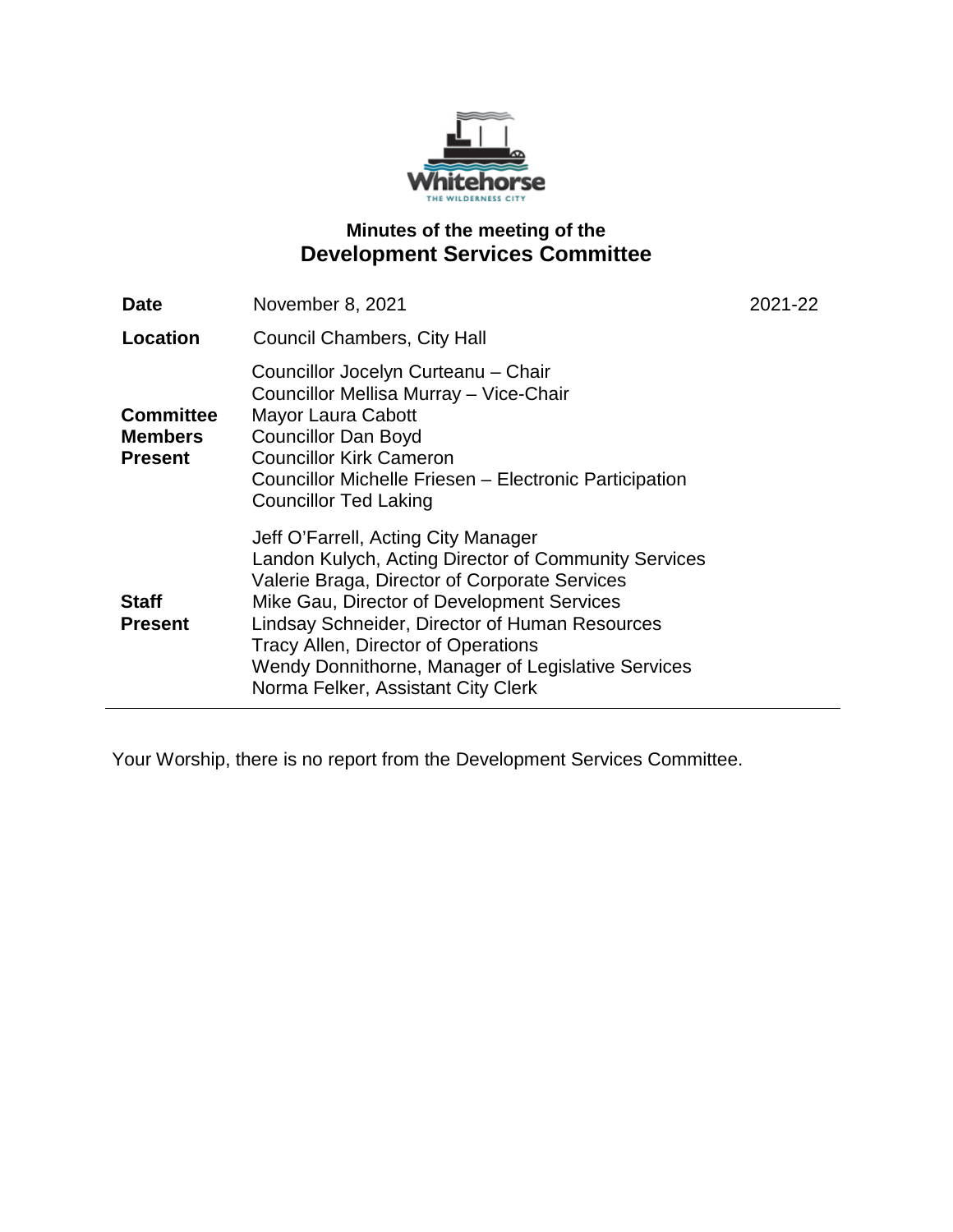Whitehorse

THE WILDERNESS CITY

## Minutes of the meeting of the
# Development Services Committee

| | | |
|---|---|---|
| **Date** | November 8, 2021 | 2021-22 |
| **Location** | Council Chambers, City Hall | |
| **Committee Members Present** | Councillor Jocelyn Curteanu – Chair<br>Councillor Mellisa Murray – Vice-Chair<br>Mayor Laura Cabott<br>Councillor Dan Boyd<br>Councillor Kirk Cameron<br>Councillor Michelle Friesen – Electronic Participation<br>Councillor Ted Laking | |
| **Staff Present** | Jeff O'Farrell, Acting City Manager<br>Landon Kulych, Acting Director of Community Services<br>Valerie Braga, Director of Corporate Services<br>Mike Gau, Director of Development Services<br>Lindsay Schneider, Director of Human Resources<br>Tracy Allen, Director of Operations<br>Wendy Donnithorne, Manager of Legislative Services<br>Norma Felker, Assistant City Clerk | |

Your Worship, there is no report from the Development Services Committee.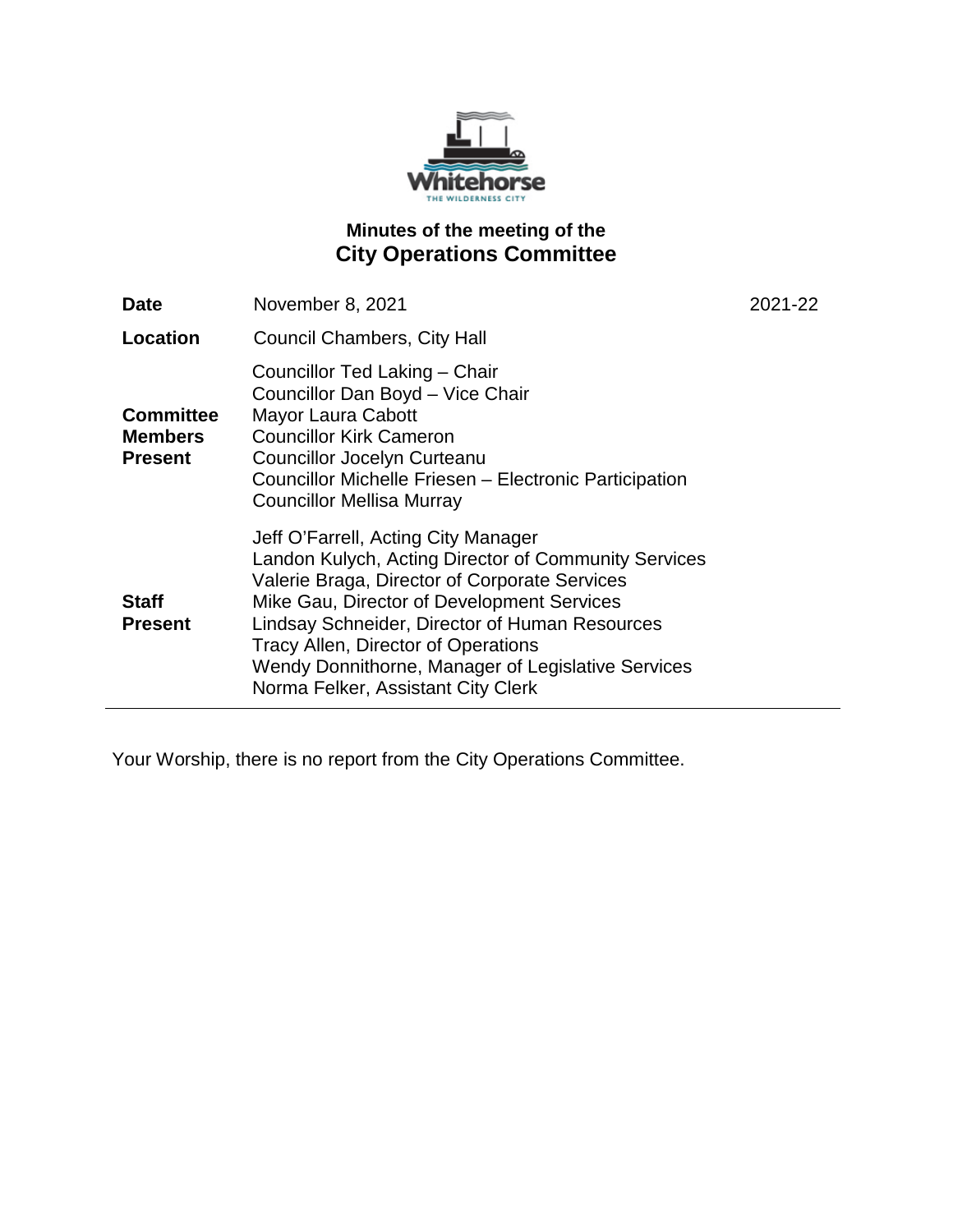Whitehorse
THE WILDERNESS CITY

# Minutes of the meeting of the
## City Operations Committee

| | | |
|---|---|---|
| **Date** | November 8, 2021 | 2021-22 |
| **Location** | Council Chambers, City Hall | |
| **Committee Members Present** | Councillor Ted Laking – Chair<br>Councillor Dan Boyd – Vice Chair<br>Mayor Laura Cabott<br>Councillor Kirk Cameron<br>Councillor Jocelyn Curteanu<br>Councillor Michelle Friesen – Electronic Participation<br>Councillor Mellisa Murray | |
| **Staff Present** | Jeff O'Farrell, Acting City Manager<br>Landon Kulych, Acting Director of Community Services<br>Valerie Braga, Director of Corporate Services<br>Mike Gau, Director of Development Services<br>Lindsay Schneider, Director of Human Resources<br>Tracy Allen, Director of Operations<br>Wendy Donnithorne, Manager of Legislative Services<br>Norma Felker, Assistant City Clerk | |

Your Worship, there is no report from the City Operations Committee.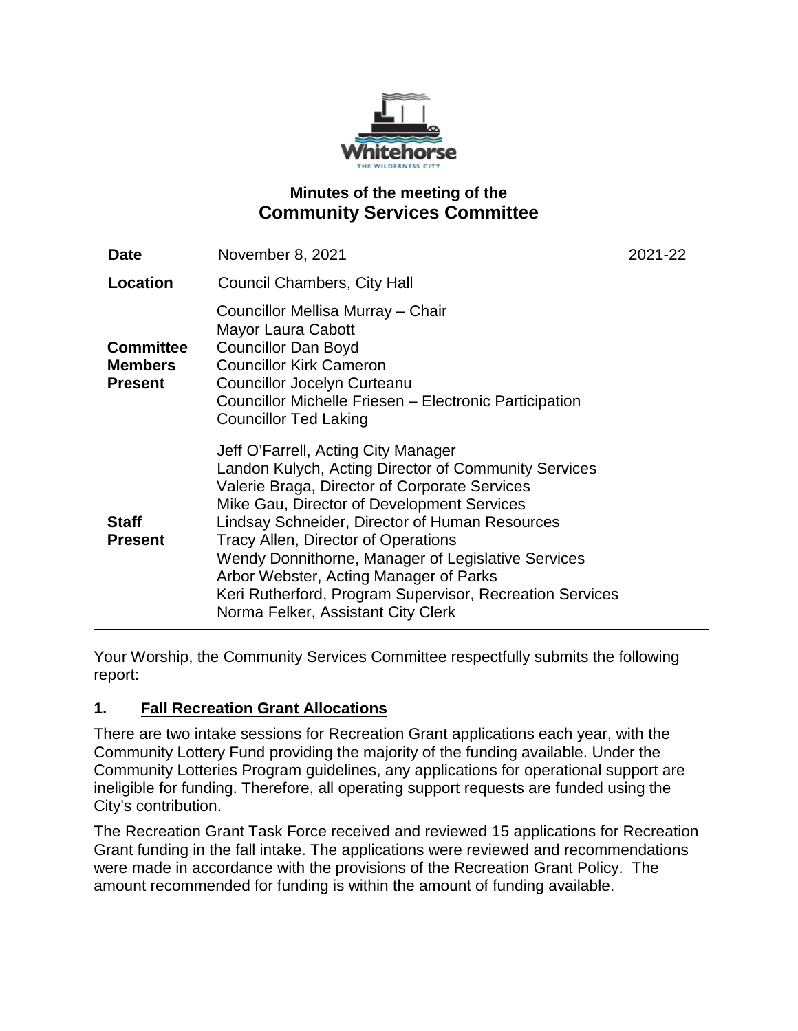**Minutes of the meeting of the**

# Community Services Committee

| | | |
|---|---|---|
| **Date** | November 8, 2021 | 2021-22 |
| **Location** | Council Chambers, City Hall | |
| **Committee Members Present** | Councillor Mellisa Murray – Chair<br>Mayor Laura Cabott<br>Councillor Dan Boyd<br>Councillor Kirk Cameron<br>Councillor Jocelyn Curteanu<br>Councillor Michelle Friesen – Electronic Participation<br>Councillor Ted Laking | |
| **Staff Present** | Jeff O'Farrell, Acting City Manager<br>Landon Kulych, Acting Director of Community Services<br>Valerie Braga, Director of Corporate Services<br>Mike Gau, Director of Development Services<br>Lindsay Schneider, Director of Human Resources<br>Tracy Allen, Director of Operations<br>Wendy Donnithorne, Manager of Legislative Services<br>Arbor Webster, Acting Manager of Parks<br>Keri Rutherford, Program Supervisor, Recreation Services<br>Norma Felker, Assistant City Clerk | |

Your Worship, the Community Services Committee respectfully submits the following report:

## 1. Fall Recreation Grant Allocations

There are two intake sessions for Recreation Grant applications each year, with the Community Lottery Fund providing the majority of the funding available. Under the Community Lotteries Program guidelines, any applications for operational support are ineligible for funding. Therefore, all operating support requests are funded using the City's contribution.

The Recreation Grant Task Force received and reviewed 15 applications for Recreation Grant funding in the fall intake. The applications were reviewed and recommendations were made in accordance with the provisions of the Recreation Grant Policy. The amount recommended for funding is within the amount of funding available.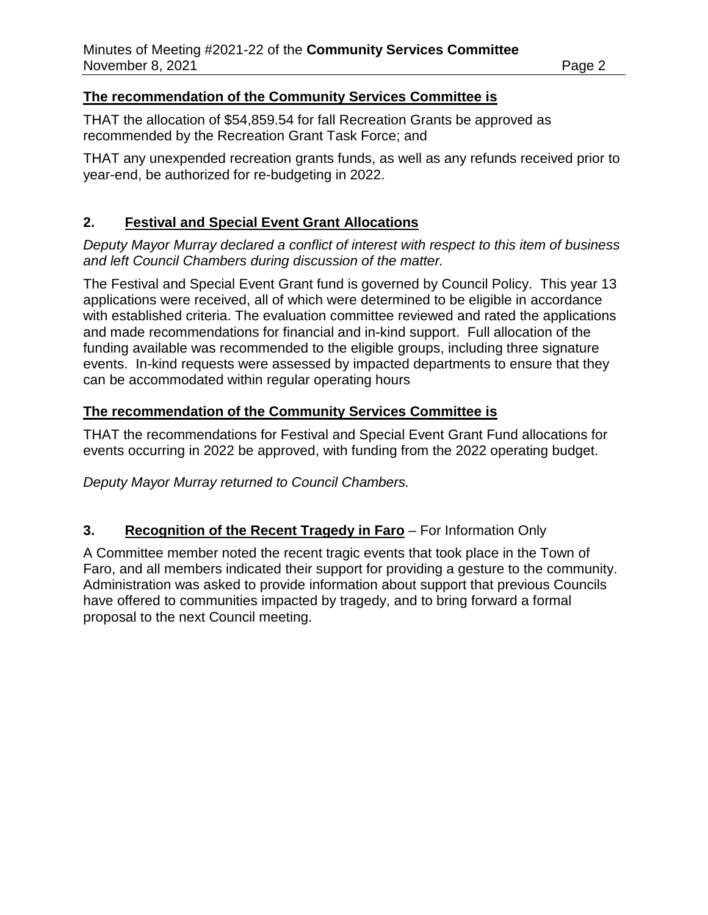**The recommendation of the Community Services Committee is**

THAT the allocation of $54,859.54 for fall Recreation Grants be approved as recommended by the Recreation Grant Task Force; and

THAT any unexpended recreation grants funds, as well as any refunds received prior to year-end, be authorized for re-budgeting in 2022.

## 2. Festival and Special Event Grant Allocations

*Deputy Mayor Murray declared a conflict of interest with respect to this item of business and left Council Chambers during discussion of the matter.*

The Festival and Special Event Grant fund is governed by Council Policy. This year 13 applications were received, all of which were determined to be eligible in accordance with established criteria. The evaluation committee reviewed and rated the applications and made recommendations for financial and in-kind support. Full allocation of the funding available was recommended to the eligible groups, including three signature events. In-kind requests were assessed by impacted departments to ensure that they can be accommodated within regular operating hours

**The recommendation of the Community Services Committee is**

THAT the recommendations for Festival and Special Event Grant Fund allocations for events occurring in 2022 be approved, with funding from the 2022 operating budget.

*Deputy Mayor Murray returned to Council Chambers.*

## 3. Recognition of the Recent Tragedy in Faro – For Information Only

A Committee member noted the recent tragic events that took place in the Town of Faro, and all members indicated their support for providing a gesture to the community. Administration was asked to provide information about support that previous Councils have offered to communities impacted by tragedy, and to bring forward a formal proposal to the next Council meeting.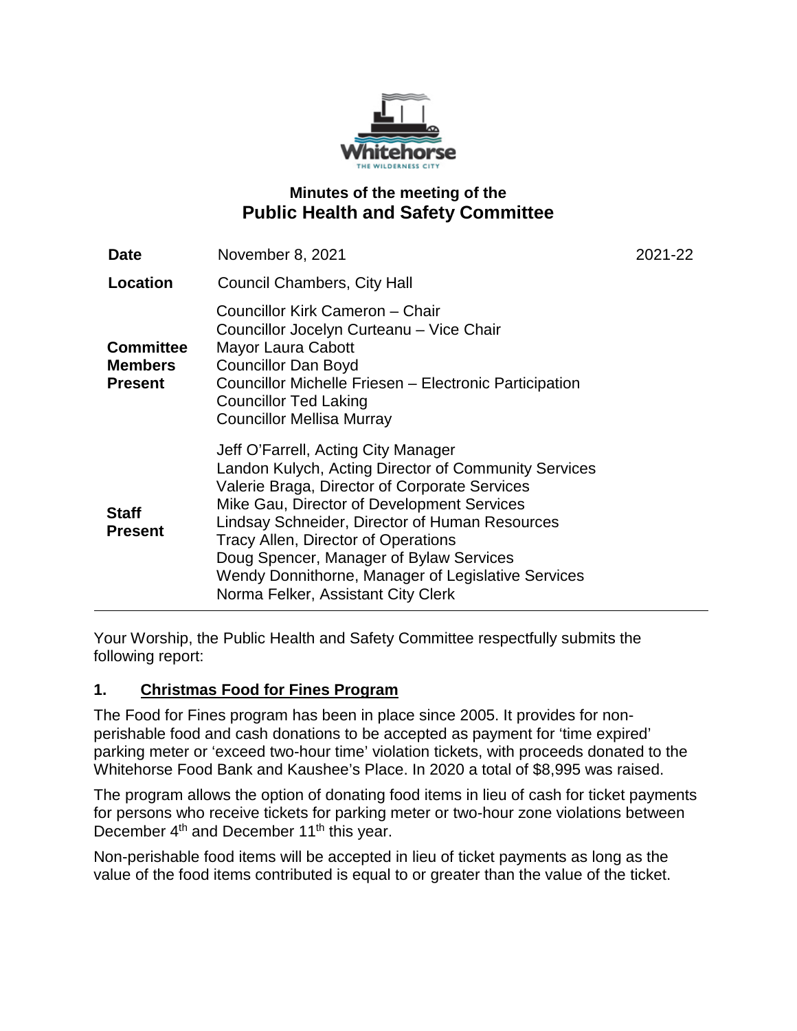# Minutes of the meeting of the
## Public Health and Safety Committee

| | | |
|---|---|---|
| **Date** | November 8, 2021 | 2021-22 |
| **Location** | Council Chambers, City Hall | |
| **Committee Members Present** | Councillor Kirk Cameron – Chair<br>Councillor Jocelyn Curteanu – Vice Chair<br>Mayor Laura Cabott<br>Councillor Dan Boyd<br>Councillor Michelle Friesen – Electronic Participation<br>Councillor Ted Laking<br>Councillor Mellisa Murray | |
| **Staff Present** | Jeff O'Farrell, Acting City Manager<br>Landon Kulych, Acting Director of Community Services<br>Valerie Braga, Director of Corporate Services<br>Mike Gau, Director of Development Services<br>Lindsay Schneider, Director of Human Resources<br>Tracy Allen, Director of Operations<br>Doug Spencer, Manager of Bylaw Services<br>Wendy Donnithorne, Manager of Legislative Services<br>Norma Felker, Assistant City Clerk | |

Your Worship, the Public Health and Safety Committee respectfully submits the following report:

### 1. Christmas Food for Fines Program

The Food for Fines program has been in place since 2005. It provides for non-perishable food and cash donations to be accepted as payment for 'time expired' parking meter or 'exceed two-hour time' violation tickets, with proceeds donated to the Whitehorse Food Bank and Kaushee's Place. In 2020 a total of $8,995 was raised.

The program allows the option of donating food items in lieu of cash for ticket payments for persons who receive tickets for parking meter or two-hour zone violations between December 4th and December 11th this year.

Non-perishable food items will be accepted in lieu of ticket payments as long as the value of the food items contributed is equal to or greater than the value of the ticket.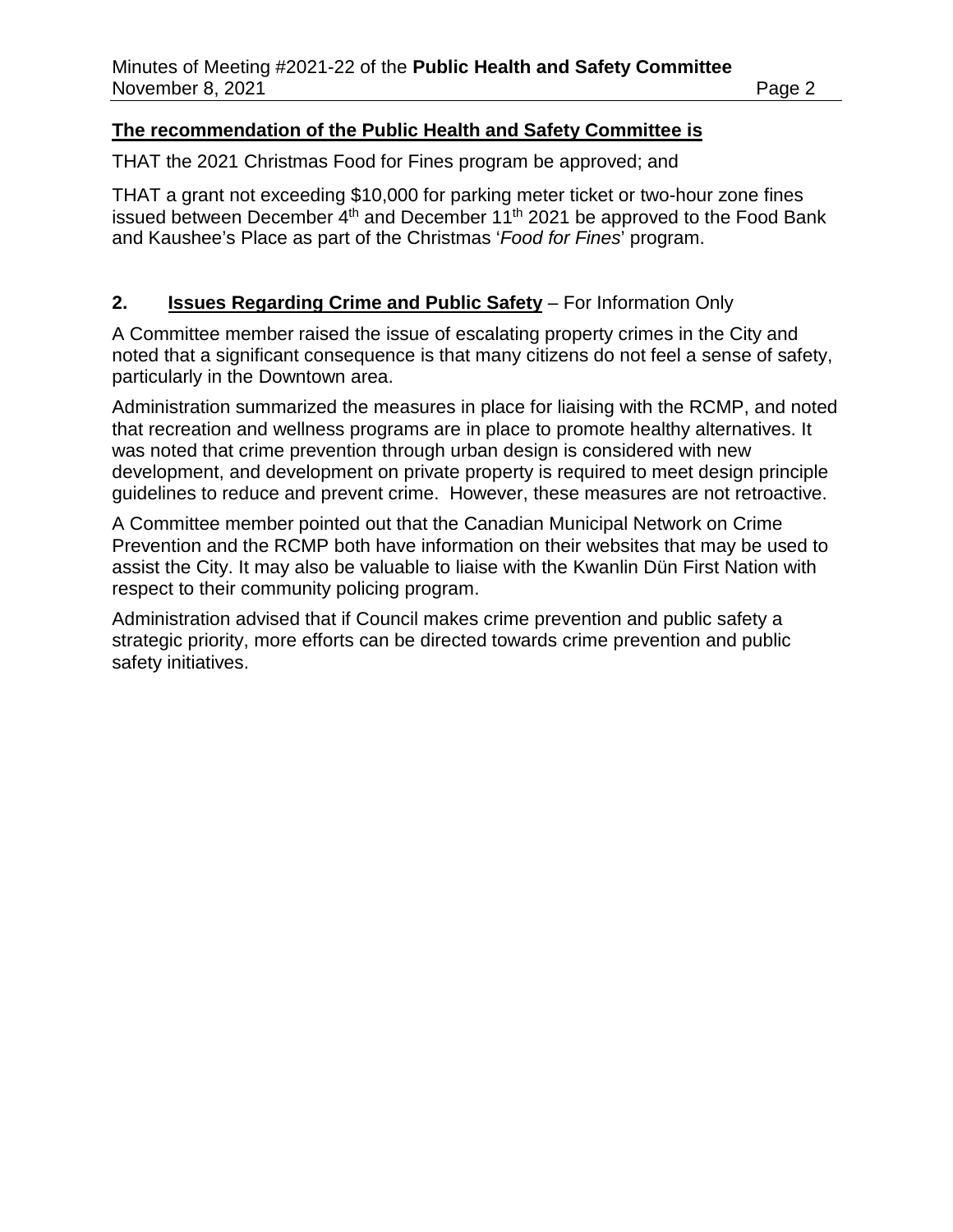**The recommendation of the Public Health and Safety Committee is**

THAT the 2021 Christmas Food for Fines program be approved; and

THAT a grant not exceeding $10,000 for parking meter ticket or two-hour zone fines issued between December 4th and December 11th 2021 be approved to the Food Bank and Kaushee's Place as part of the Christmas '*Food for Fines*' program.

## 2. **Issues Regarding Crime and Public Safety** – For Information Only

A Committee member raised the issue of escalating property crimes in the City and noted that a significant consequence is that many citizens do not feel a sense of safety, particularly in the Downtown area.

Administration summarized the measures in place for liaising with the RCMP, and noted that recreation and wellness programs are in place to promote healthy alternatives. It was noted that crime prevention through urban design is considered with new development, and development on private property is required to meet design principle guidelines to reduce and prevent crime. However, these measures are not retroactive.

A Committee member pointed out that the Canadian Municipal Network on Crime Prevention and the RCMP both have information on their websites that may be used to assist the City. It may also be valuable to liaise with the Kwanlin Dün First Nation with respect to their community policing program.

Administration advised that if Council makes crime prevention and public safety a strategic priority, more efforts can be directed towards crime prevention and public safety initiatives.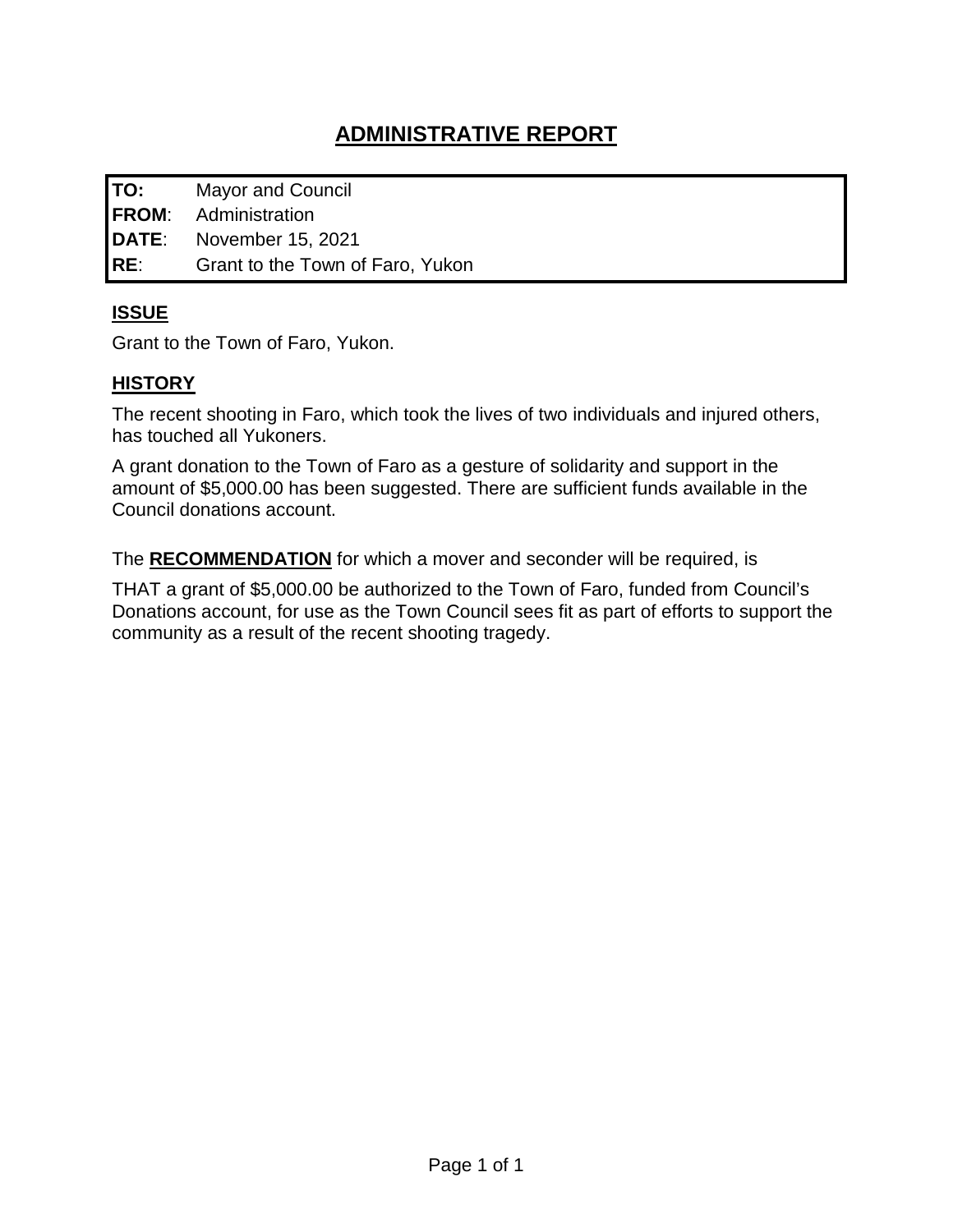# ADMINISTRATIVE REPORT

| | |
|---|---|
| **TO:** | Mayor and Council |
| **FROM**: | Administration |
| **DATE**: | November 15, 2021 |
| **RE**: | Grant to the Town of Faro, Yukon |

## ISSUE

Grant to the Town of Faro, Yukon.

## HISTORY

The recent shooting in Faro, which took the lives of two individuals and injured others, has touched all Yukoners.

A grant donation to the Town of Faro as a gesture of solidarity and support in the amount of $5,000.00 has been suggested. There are sufficient funds available in the Council donations account.

The **RECOMMENDATION** for which a mover and seconder will be required, is

THAT a grant of $5,000.00 be authorized to the Town of Faro, funded from Council's Donations account, for use as the Town Council sees fit as part of efforts to support the community as a result of the recent shooting tragedy.